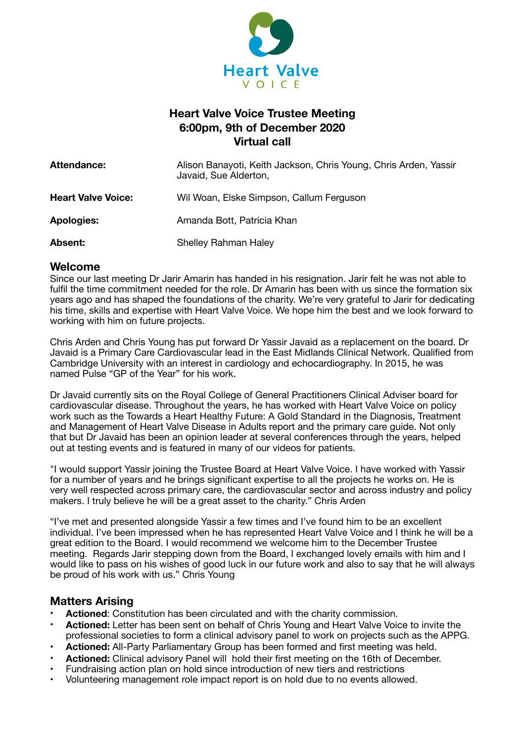Heart Valve
VOICE

# Heart Valve Voice Trustee Meeting
# 6:00pm, 9th of December 2020
# Virtual call

| | |
|---|---|
| **Attendance:** | Alison Banayoti, Keith Jackson, Chris Young, Chris Arden, Yassir Javaid, Sue Alderton, |
| **Heart Valve Voice:** | Wil Woan, Elske Simpson, Callum Ferguson |
| **Apologies:** | Amanda Bott, Patricia Khan |
| **Absent:** | Shelley Rahman Haley |

## Welcome

Since our last meeting Dr Jarir Amarin has handed in his resignation. Jarir felt he was not able to fulfil the time commitment needed for the role. Dr Amarin has been with us since the formation six years ago and has shaped the foundations of the charity. We're very grateful to Jarir for dedicating his time, skills and expertise with Heart Valve Voice. We hope him the best and we look forward to working with him on future projects.

Chris Arden and Chris Young has put forward Dr Yassir Javaid as a replacement on the board. Dr Javaid is a Primary Care Cardiovascular lead in the East Midlands Clinical Network. Qualified from Cambridge University with an interest in cardiology and echocardiography. In 2015, he was named Pulse "GP of the Year" for his work.

Dr Javaid currently sits on the Royal College of General Practitioners Clinical Adviser board for cardiovascular disease. Throughout the years, he has worked with Heart Valve Voice on policy work such as the Towards a Heart Healthy Future: A Gold Standard in the Diagnosis, Treatment and Management of Heart Valve Disease in Adults report and the primary care guide. Not only that but Dr Javaid has been an opinion leader at several conferences through the years, helped out at testing events and is featured in many of our videos for patients.

"I would support Yassir joining the Trustee Board at Heart Valve Voice. I have worked with Yassir for a number of years and he brings significant expertise to all the projects he works on. He is very well respected across primary care, the cardiovascular sector and across industry and policy makers. I truly believe he will be a great asset to the charity." Chris Arden

"I've met and presented alongside Yassir a few times and I've found him to be an excellent individual. I've been impressed when he has represented Heart Valve Voice and I think he will be a great edition to the Board. I would recommend we welcome him to the December Trustee meeting. Regards Jarir stepping down from the Board, I exchanged lovely emails with him and I would like to pass on his wishes of good luck in our future work and also to say that he will always be proud of his work with us." Chris Young

## Matters Arising

- **Actioned**: Constitution has been circulated and with the charity commission.
- **Actioned:** Letter has been sent on behalf of Chris Young and Heart Valve Voice to invite the professional societies to form a clinical advisory panel to work on projects such as the APPG.
- **Actioned:** All-Party Parliamentary Group has been formed and first meeting was held.
- **Actioned:** Clinical advisory Panel will hold their first meeting on the 16th of December.
- Fundraising action plan on hold since introduction of new tiers and restrictions
- Volunteering management role impact report is on hold due to no events allowed.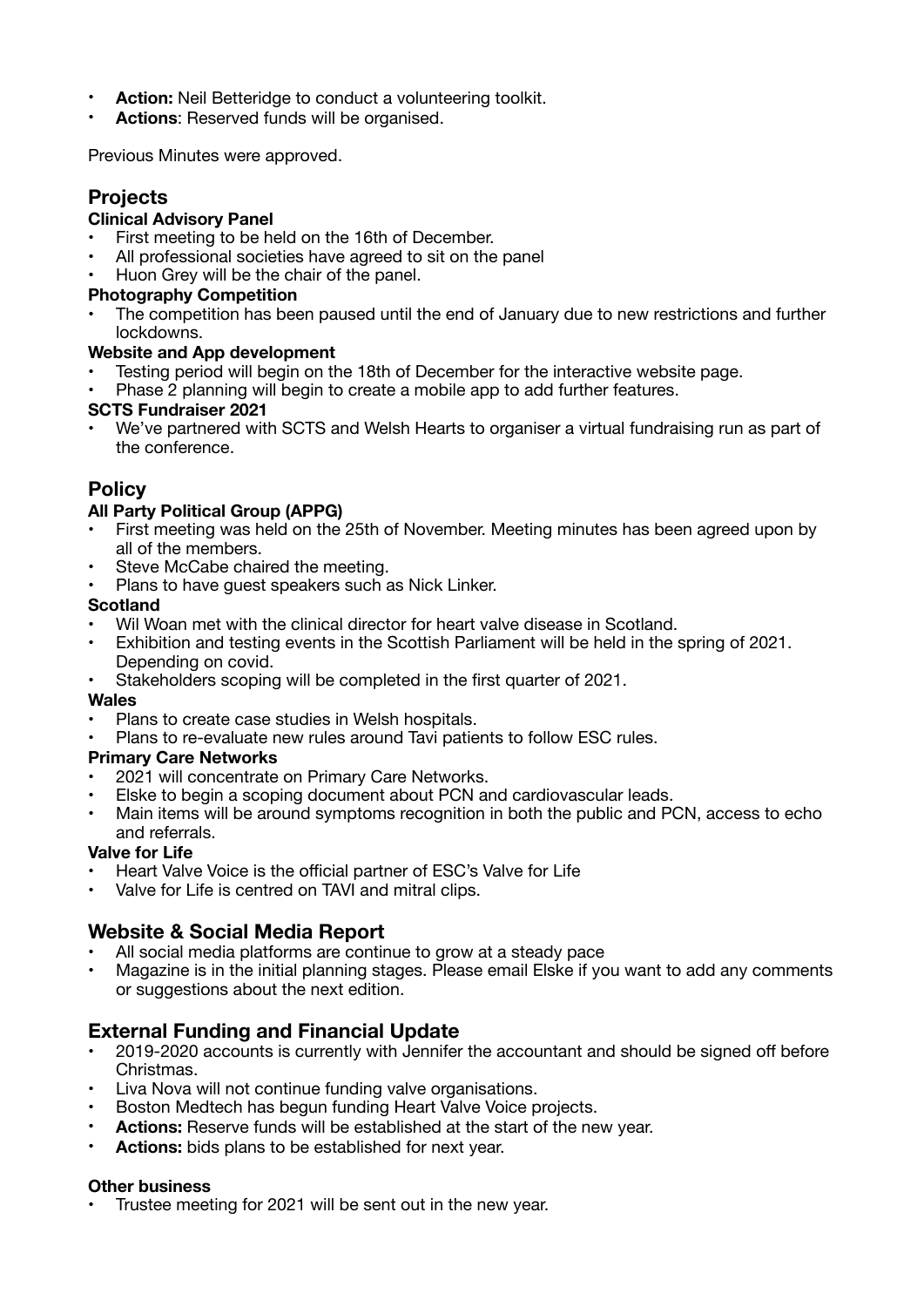- **Action:** Neil Betteridge to conduct a volunteering toolkit.
- **Actions**: Reserved funds will be organised.

Previous Minutes were approved.

## Projects

### Clinical Advisory Panel

- First meeting to be held on the 16th of December.
- All professional societies have agreed to sit on the panel
- Huon Grey will be the chair of the panel.

### Photography Competition

- The competition has been paused until the end of January due to new restrictions and further lockdowns.

### Website and App development

- Testing period will begin on the 18th of December for the interactive website page.
- Phase 2 planning will begin to create a mobile app to add further features.

### SCTS Fundraiser 2021

- We've partnered with SCTS and Welsh Hearts to organiser a virtual fundraising run as part of the conference.

## Policy

### All Party Political Group (APPG)

- First meeting was held on the 25th of November. Meeting minutes has been agreed upon by all of the members.
- Steve McCabe chaired the meeting.
- Plans to have guest speakers such as Nick Linker.

### Scotland

- Wil Woan met with the clinical director for heart valve disease in Scotland.
- Exhibition and testing events in the Scottish Parliament will be held in the spring of 2021. Depending on covid.
- Stakeholders scoping will be completed in the first quarter of 2021.

### Wales

- Plans to create case studies in Welsh hospitals.
- Plans to re-evaluate new rules around Tavi patients to follow ESC rules.

### Primary Care Networks

- 2021 will concentrate on Primary Care Networks.
- Elske to begin a scoping document about PCN and cardiovascular leads.
- Main items will be around symptoms recognition in both the public and PCN, access to echo and referrals.

### Valve for Life

- Heart Valve Voice is the official partner of ESC's Valve for Life
- Valve for Life is centred on TAVI and mitral clips.

## Website & Social Media Report

- All social media platforms are continue to grow at a steady pace
- Magazine is in the initial planning stages. Please email Elske if you want to add any comments or suggestions about the next edition.

## External Funding and Financial Update

- 2019-2020 accounts is currently with Jennifer the accountant and should be signed off before Christmas.
- Liva Nova will not continue funding valve organisations.
- Boston Medtech has begun funding Heart Valve Voice projects.
- **Actions:** Reserve funds will be established at the start of the new year.
- **Actions:** bids plans to be established for next year.

### Other business

- Trustee meeting for 2021 will be sent out in the new year.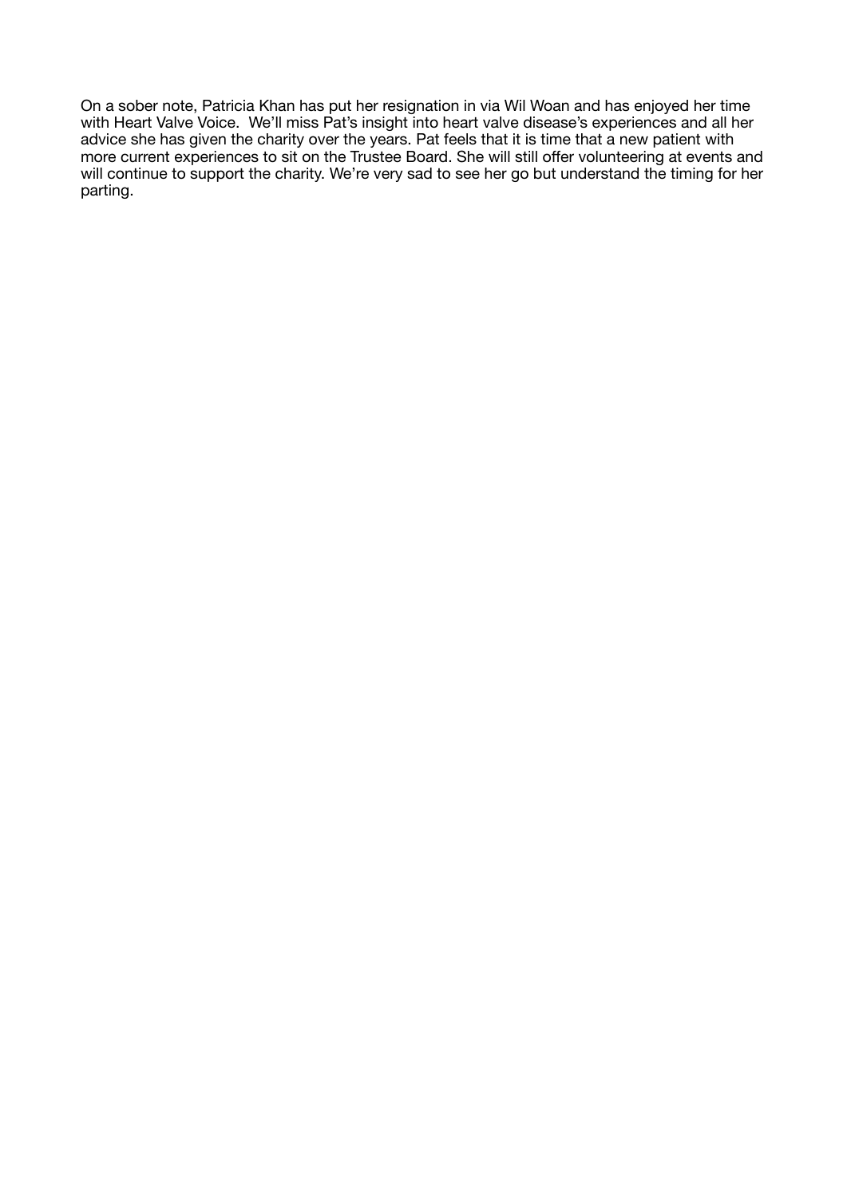On a sober note, Patricia Khan has put her resignation in via Wil Woan and has enjoyed her time with Heart Valve Voice. We'll miss Pat's insight into heart valve disease's experiences and all her advice she has given the charity over the years. Pat feels that it is time that a new patient with more current experiences to sit on the Trustee Board. She will still offer volunteering at events and will continue to support the charity. We're very sad to see her go but understand the timing for her parting.